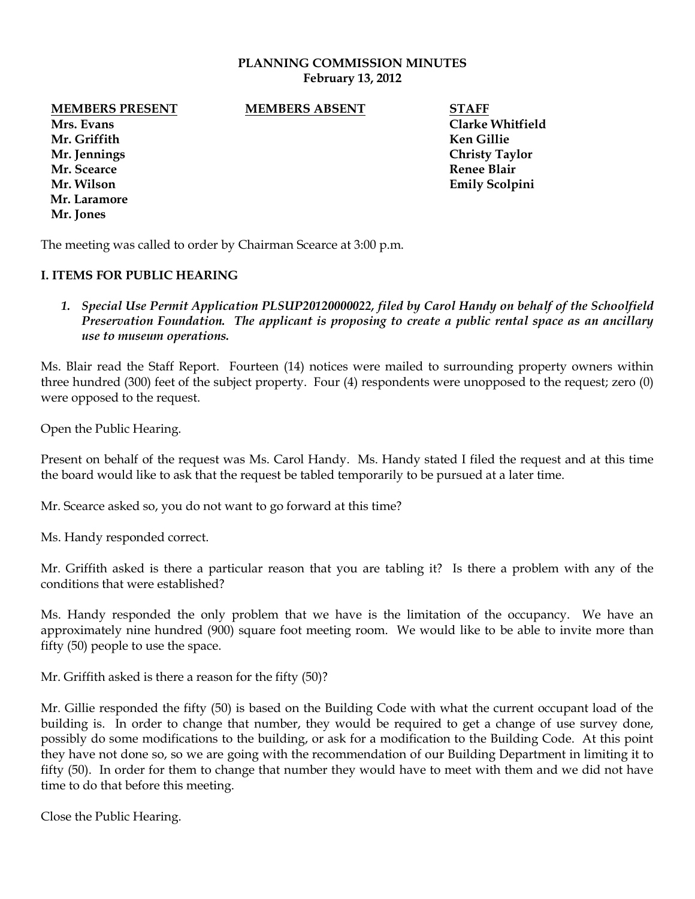**PLANNING COMMISSION MINUTES**
**February 13, 2012**

| MEMBERS PRESENT | MEMBERS ABSENT | STAFF |
|---|---|---|
| Mrs. Evans | | Clarke Whitfield |
| Mr. Griffith | | Ken Gillie |
| Mr. Jennings | | Christy Taylor |
| Mr. Scearce | | Renee Blair |
| Mr. Wilson | | Emily Scolpini |
| Mr. Laramore | | |
| Mr. Jones | | |

The meeting was called to order by Chairman Scearce at 3:00 p.m.

**I. ITEMS FOR PUBLIC HEARING**

1. ***Special Use Permit Application PLSUP20120000022, filed by Carol Handy on behalf of the Schoolfield Preservation Foundation. The applicant is proposing to create a public rental space as an ancillary use to museum operations.***

Ms. Blair read the Staff Report. Fourteen (14) notices were mailed to surrounding property owners within three hundred (300) feet of the subject property. Four (4) respondents were unopposed to the request; zero (0) were opposed to the request.

Open the Public Hearing.

Present on behalf of the request was Ms. Carol Handy. Ms. Handy stated I filed the request and at this time the board would like to ask that the request be tabled temporarily to be pursued at a later time.

Mr. Scearce asked so, you do not want to go forward at this time?

Ms. Handy responded correct.

Mr. Griffith asked is there a particular reason that you are tabling it? Is there a problem with any of the conditions that were established?

Ms. Handy responded the only problem that we have is the limitation of the occupancy. We have an approximately nine hundred (900) square foot meeting room. We would like to be able to invite more than fifty (50) people to use the space.

Mr. Griffith asked is there a reason for the fifty (50)?

Mr. Gillie responded the fifty (50) is based on the Building Code with what the current occupant load of the building is. In order to change that number, they would be required to get a change of use survey done, possibly do some modifications to the building, or ask for a modification to the Building Code. At this point they have not done so, so we are going with the recommendation of our Building Department in limiting it to fifty (50). In order for them to change that number they would have to meet with them and we did not have time to do that before this meeting.

Close the Public Hearing.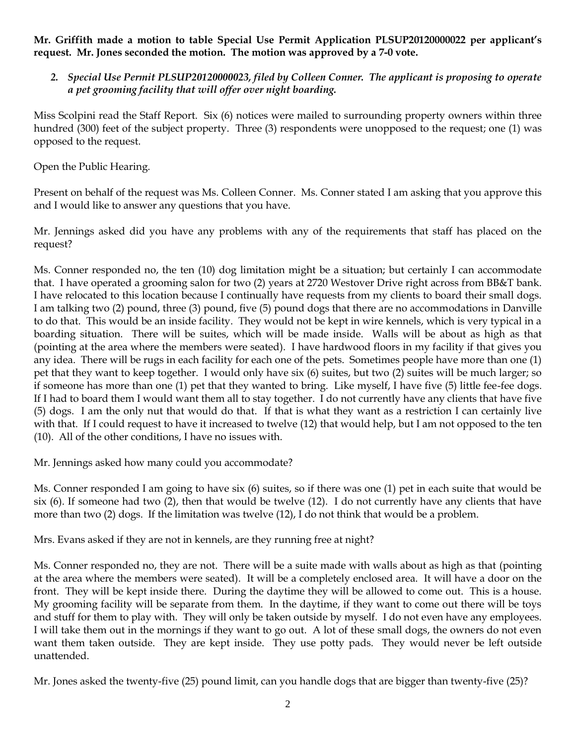**Mr. Griffith made a motion to table Special Use Permit Application PLSUP20120000022 per applicant's request. Mr. Jones seconded the motion. The motion was approved by a 7-0 vote.**

2. ***Special Use Permit PLSUP20120000023, filed by Colleen Conner. The applicant is proposing to operate a pet grooming facility that will offer over night boarding.***

Miss Scolpini read the Staff Report. Six (6) notices were mailed to surrounding property owners within three hundred (300) feet of the subject property. Three (3) respondents were unopposed to the request; one (1) was opposed to the request.

Open the Public Hearing.

Present on behalf of the request was Ms. Colleen Conner. Ms. Conner stated I am asking that you approve this and I would like to answer any questions that you have.

Mr. Jennings asked did you have any problems with any of the requirements that staff has placed on the request?

Ms. Conner responded no, the ten (10) dog limitation might be a situation; but certainly I can accommodate that. I have operated a grooming salon for two (2) years at 2720 Westover Drive right across from BB&T bank. I have relocated to this location because I continually have requests from my clients to board their small dogs. I am talking two (2) pound, three (3) pound, five (5) pound dogs that there are no accommodations in Danville to do that. This would be an inside facility. They would not be kept in wire kennels, which is very typical in a boarding situation. There will be suites, which will be made inside. Walls will be about as high as that (pointing at the area where the members were seated). I have hardwood floors in my facility if that gives you any idea. There will be rugs in each facility for each one of the pets. Sometimes people have more than one (1) pet that they want to keep together. I would only have six (6) suites, but two (2) suites will be much larger; so if someone has more than one (1) pet that they wanted to bring. Like myself, I have five (5) little fee-fee dogs. If I had to board them I would want them all to stay together. I do not currently have any clients that have five (5) dogs. I am the only nut that would do that. If that is what they want as a restriction I can certainly live with that. If I could request to have it increased to twelve (12) that would help, but I am not opposed to the ten (10). All of the other conditions, I have no issues with.

Mr. Jennings asked how many could you accommodate?

Ms. Conner responded I am going to have six (6) suites, so if there was one (1) pet in each suite that would be six (6). If someone had two (2), then that would be twelve (12). I do not currently have any clients that have more than two (2) dogs. If the limitation was twelve (12), I do not think that would be a problem.

Mrs. Evans asked if they are not in kennels, are they running free at night?

Ms. Conner responded no, they are not. There will be a suite made with walls about as high as that (pointing at the area where the members were seated). It will be a completely enclosed area. It will have a door on the front. They will be kept inside there. During the daytime they will be allowed to come out. This is a house. My grooming facility will be separate from them. In the daytime, if they want to come out there will be toys and stuff for them to play with. They will only be taken outside by myself. I do not even have any employees. I will take them out in the mornings if they want to go out. A lot of these small dogs, the owners do not even want them taken outside. They are kept inside. They use potty pads. They would never be left outside unattended.

Mr. Jones asked the twenty-five (25) pound limit, can you handle dogs that are bigger than twenty-five (25)?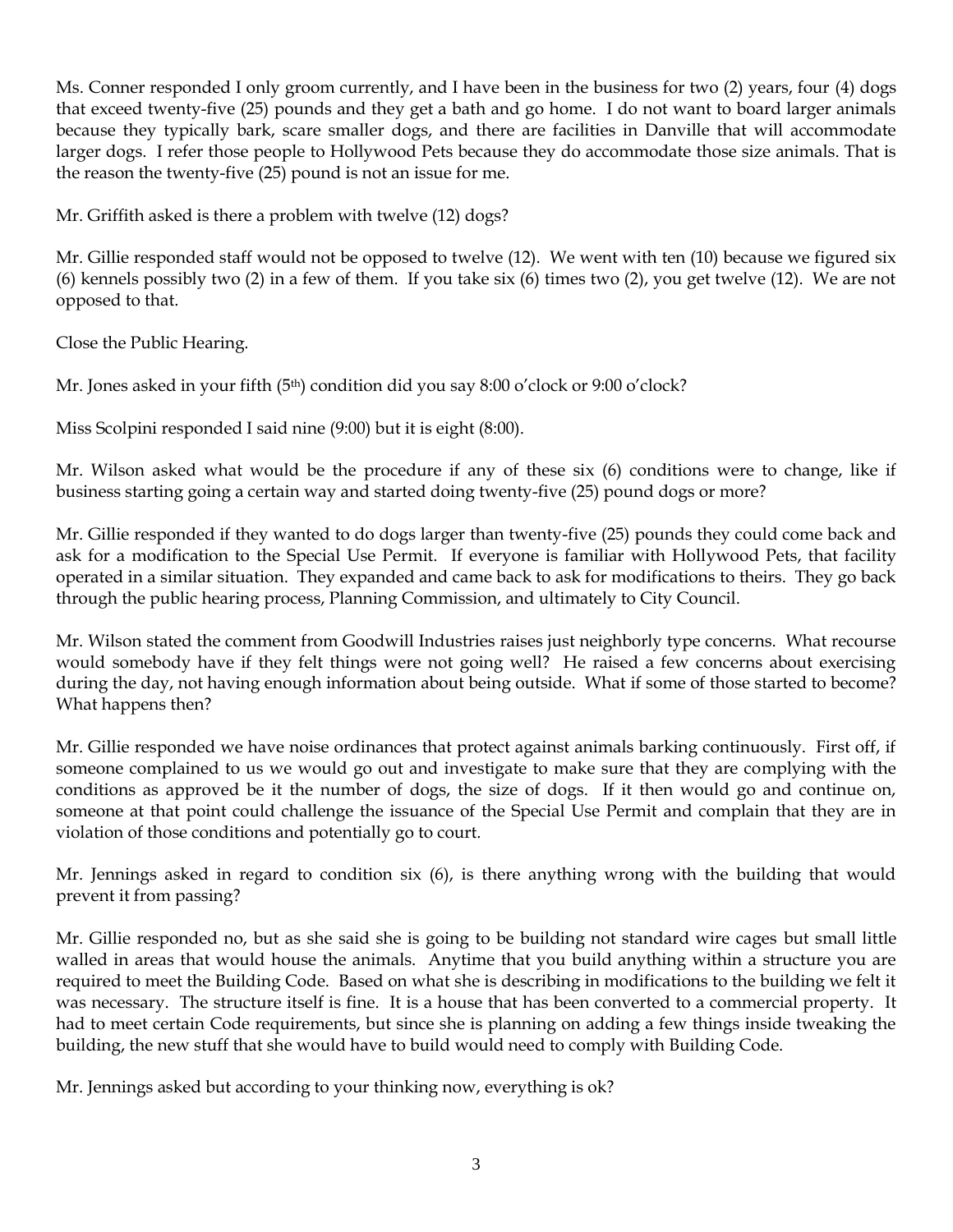Ms. Conner responded I only groom currently, and I have been in the business for two (2) years, four (4) dogs that exceed twenty-five (25) pounds and they get a bath and go home. I do not want to board larger animals because they typically bark, scare smaller dogs, and there are facilities in Danville that will accommodate larger dogs. I refer those people to Hollywood Pets because they do accommodate those size animals. That is the reason the twenty-five (25) pound is not an issue for me.

Mr. Griffith asked is there a problem with twelve (12) dogs?

Mr. Gillie responded staff would not be opposed to twelve (12). We went with ten (10) because we figured six (6) kennels possibly two (2) in a few of them. If you take six (6) times two (2), you get twelve (12). We are not opposed to that.

Close the Public Hearing.

Mr. Jones asked in your fifth (5th) condition did you say 8:00 o'clock or 9:00 o'clock?

Miss Scolpini responded I said nine (9:00) but it is eight (8:00).

Mr. Wilson asked what would be the procedure if any of these six (6) conditions were to change, like if business starting going a certain way and started doing twenty-five (25) pound dogs or more?

Mr. Gillie responded if they wanted to do dogs larger than twenty-five (25) pounds they could come back and ask for a modification to the Special Use Permit. If everyone is familiar with Hollywood Pets, that facility operated in a similar situation. They expanded and came back to ask for modifications to theirs. They go back through the public hearing process, Planning Commission, and ultimately to City Council.

Mr. Wilson stated the comment from Goodwill Industries raises just neighborly type concerns. What recourse would somebody have if they felt things were not going well? He raised a few concerns about exercising during the day, not having enough information about being outside. What if some of those started to become? What happens then?

Mr. Gillie responded we have noise ordinances that protect against animals barking continuously. First off, if someone complained to us we would go out and investigate to make sure that they are complying with the conditions as approved be it the number of dogs, the size of dogs. If it then would go and continue on, someone at that point could challenge the issuance of the Special Use Permit and complain that they are in violation of those conditions and potentially go to court.

Mr. Jennings asked in regard to condition six (6), is there anything wrong with the building that would prevent it from passing?

Mr. Gillie responded no, but as she said she is going to be building not standard wire cages but small little walled in areas that would house the animals. Anytime that you build anything within a structure you are required to meet the Building Code. Based on what she is describing in modifications to the building we felt it was necessary. The structure itself is fine. It is a house that has been converted to a commercial property. It had to meet certain Code requirements, but since she is planning on adding a few things inside tweaking the building, the new stuff that she would have to build would need to comply with Building Code.

Mr. Jennings asked but according to your thinking now, everything is ok?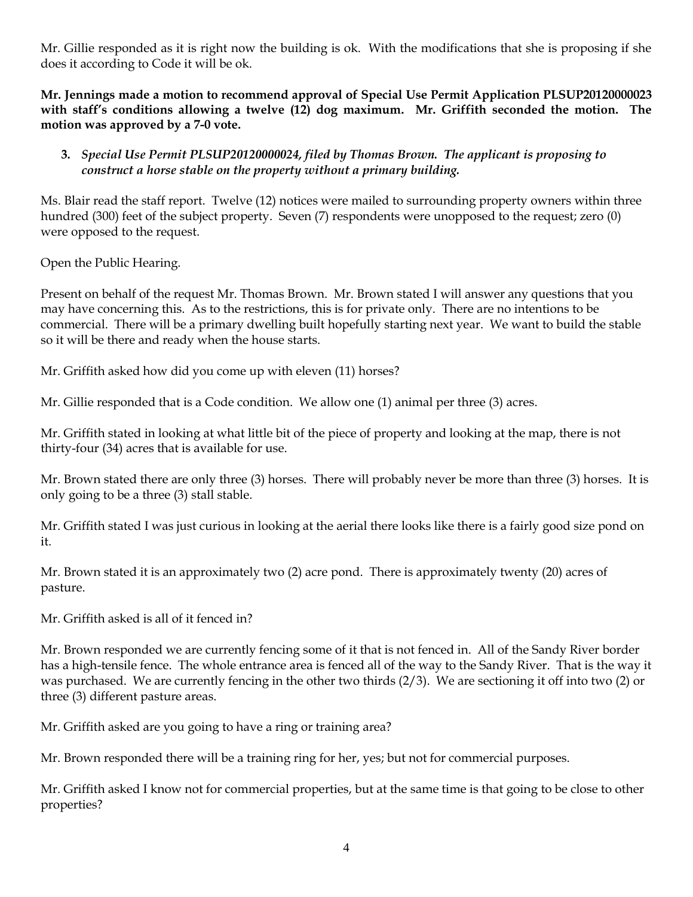Mr. Gillie responded as it is right now the building is ok. With the modifications that she is proposing if she does it according to Code it will be ok.

**Mr. Jennings made a motion to recommend approval of Special Use Permit Application PLSUP20120000023 with staff's conditions allowing a twelve (12) dog maximum. Mr. Griffith seconded the motion. The motion was approved by a 7-0 vote.**

3. ***Special Use Permit PLSUP20120000024, filed by Thomas Brown. The applicant is proposing to construct a horse stable on the property without a primary building.***

Ms. Blair read the staff report. Twelve (12) notices were mailed to surrounding property owners within three hundred (300) feet of the subject property. Seven (7) respondents were unopposed to the request; zero (0) were opposed to the request.

Open the Public Hearing.

Present on behalf of the request Mr. Thomas Brown. Mr. Brown stated I will answer any questions that you may have concerning this. As to the restrictions, this is for private only. There are no intentions to be commercial. There will be a primary dwelling built hopefully starting next year. We want to build the stable so it will be there and ready when the house starts.

Mr. Griffith asked how did you come up with eleven (11) horses?

Mr. Gillie responded that is a Code condition. We allow one (1) animal per three (3) acres.

Mr. Griffith stated in looking at what little bit of the piece of property and looking at the map, there is not thirty-four (34) acres that is available for use.

Mr. Brown stated there are only three (3) horses. There will probably never be more than three (3) horses. It is only going to be a three (3) stall stable.

Mr. Griffith stated I was just curious in looking at the aerial there looks like there is a fairly good size pond on it.

Mr. Brown stated it is an approximately two (2) acre pond. There is approximately twenty (20) acres of pasture.

Mr. Griffith asked is all of it fenced in?

Mr. Brown responded we are currently fencing some of it that is not fenced in. All of the Sandy River border has a high-tensile fence. The whole entrance area is fenced all of the way to the Sandy River. That is the way it was purchased. We are currently fencing in the other two thirds (2/3). We are sectioning it off into two (2) or three (3) different pasture areas.

Mr. Griffith asked are you going to have a ring or training area?

Mr. Brown responded there will be a training ring for her, yes; but not for commercial purposes.

Mr. Griffith asked I know not for commercial properties, but at the same time is that going to be close to other properties?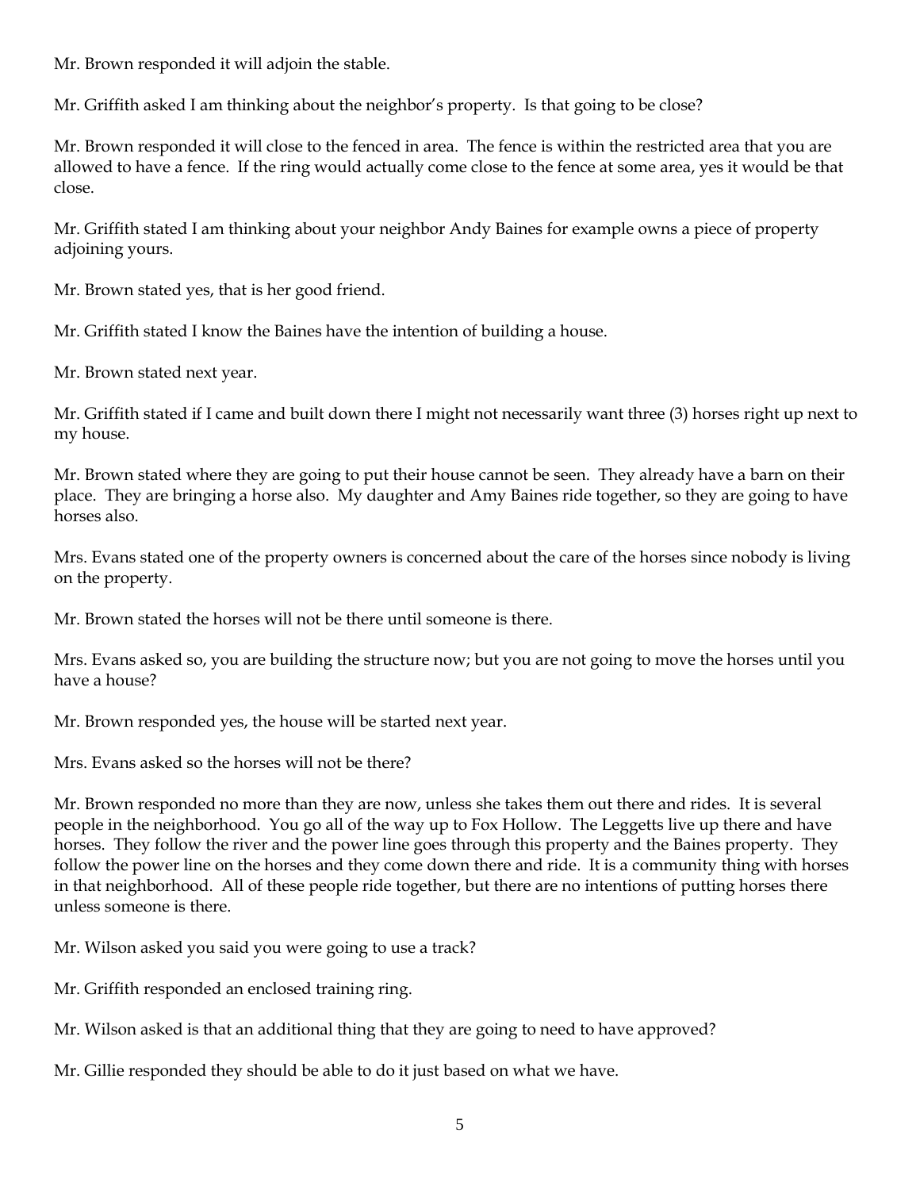Mr. Brown responded it will adjoin the stable.

Mr. Griffith asked I am thinking about the neighbor's property. Is that going to be close?

Mr. Brown responded it will close to the fenced in area. The fence is within the restricted area that you are allowed to have a fence. If the ring would actually come close to the fence at some area, yes it would be that close.

Mr. Griffith stated I am thinking about your neighbor Andy Baines for example owns a piece of property adjoining yours.

Mr. Brown stated yes, that is her good friend.

Mr. Griffith stated I know the Baines have the intention of building a house.

Mr. Brown stated next year.

Mr. Griffith stated if I came and built down there I might not necessarily want three (3) horses right up next to my house.

Mr. Brown stated where they are going to put their house cannot be seen. They already have a barn on their place. They are bringing a horse also. My daughter and Amy Baines ride together, so they are going to have horses also.

Mrs. Evans stated one of the property owners is concerned about the care of the horses since nobody is living on the property.

Mr. Brown stated the horses will not be there until someone is there.

Mrs. Evans asked so, you are building the structure now; but you are not going to move the horses until you have a house?

Mr. Brown responded yes, the house will be started next year.

Mrs. Evans asked so the horses will not be there?

Mr. Brown responded no more than they are now, unless she takes them out there and rides. It is several people in the neighborhood. You go all of the way up to Fox Hollow. The Leggetts live up there and have horses. They follow the river and the power line goes through this property and the Baines property. They follow the power line on the horses and they come down there and ride. It is a community thing with horses in that neighborhood. All of these people ride together, but there are no intentions of putting horses there unless someone is there.

Mr. Wilson asked you said you were going to use a track?

Mr. Griffith responded an enclosed training ring.

Mr. Wilson asked is that an additional thing that they are going to need to have approved?

Mr. Gillie responded they should be able to do it just based on what we have.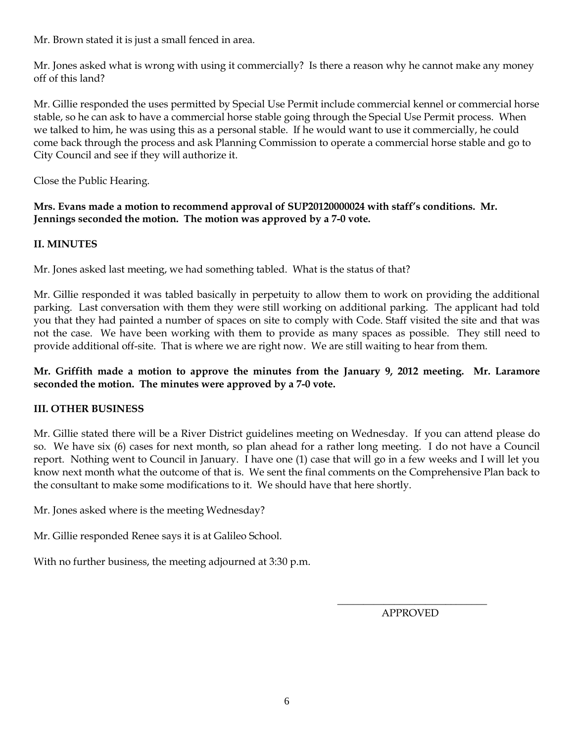Mr. Brown stated it is just a small fenced in area.

Mr. Jones asked what is wrong with using it commercially? Is there a reason why he cannot make any money off of this land?

Mr. Gillie responded the uses permitted by Special Use Permit include commercial kennel or commercial horse stable, so he can ask to have a commercial horse stable going through the Special Use Permit process. When we talked to him, he was using this as a personal stable. If he would want to use it commercially, he could come back through the process and ask Planning Commission to operate a commercial horse stable and go to City Council and see if they will authorize it.

Close the Public Hearing.

**Mrs. Evans made a motion to recommend approval of SUP20120000024 with staff's conditions. Mr. Jennings seconded the motion. The motion was approved by a 7-0 vote.**

## II. MINUTES

Mr. Jones asked last meeting, we had something tabled. What is the status of that?

Mr. Gillie responded it was tabled basically in perpetuity to allow them to work on providing the additional parking. Last conversation with them they were still working on additional parking. The applicant had told you that they had painted a number of spaces on site to comply with Code. Staff visited the site and that was not the case. We have been working with them to provide as many spaces as possible. They still need to provide additional off-site. That is where we are right now. We are still waiting to hear from them.

**Mr. Griffith made a motion to approve the minutes from the January 9, 2012 meeting. Mr. Laramore seconded the motion. The minutes were approved by a 7-0 vote.**

## III. OTHER BUSINESS

Mr. Gillie stated there will be a River District guidelines meeting on Wednesday. If you can attend please do so. We have six (6) cases for next month, so plan ahead for a rather long meeting. I do not have a Council report. Nothing went to Council in January. I have one (1) case that will go in a few weeks and I will let you know next month what the outcome of that is. We sent the final comments on the Comprehensive Plan back to the consultant to make some modifications to it. We should have that here shortly.

Mr. Jones asked where is the meeting Wednesday?

Mr. Gillie responded Renee says it is at Galileo School.

With no further business, the meeting adjourned at 3:30 p.m.

\_\_\_\_\_\_\_\_\_\_\_\_\_\_\_\_\_\_\_\_\_\_\_\_\_\_\_\_\_\_

APPROVED